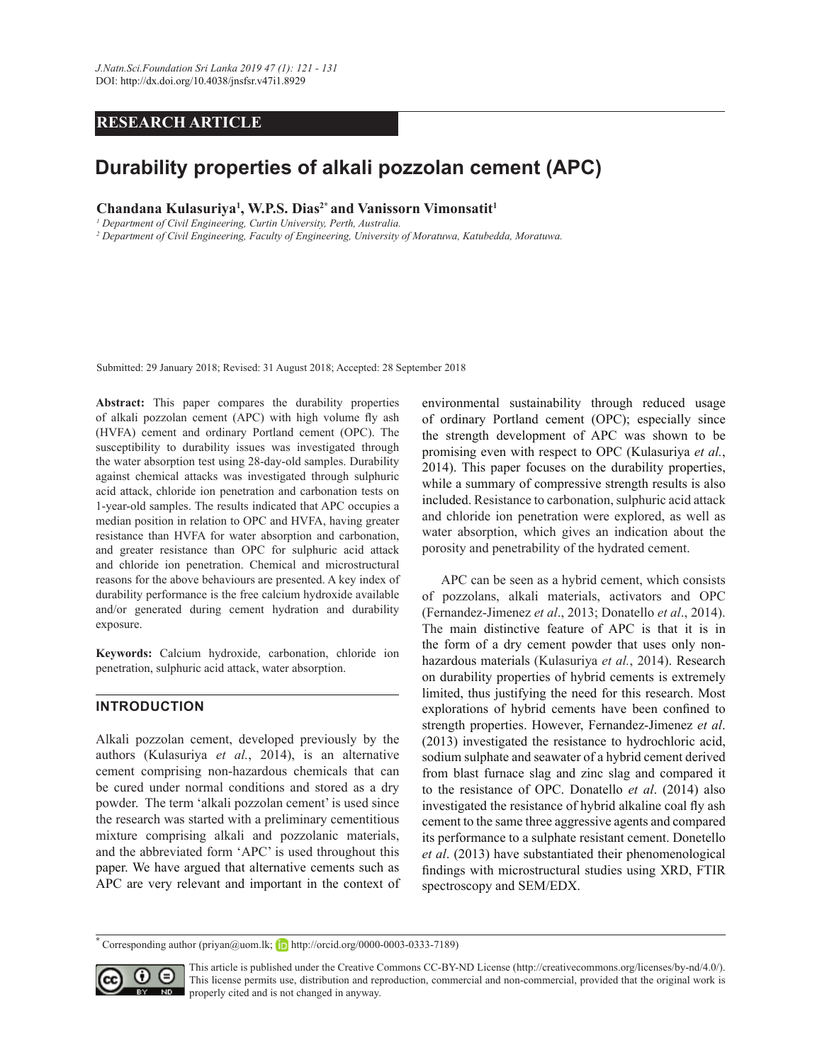RESEARCH ARTICLE

# Durability properties of alkali pozzolan cement (APC)

**Chandana Kulasuriya[1], W.P.S. Dias[2*] and Vanissorn Vimonsatit[1]**

[1] *Department of Civil Engineering, Curtin University, Perth, Australia.*

[2] *Department of Civil Engineering, Faculty of Engineering, University of Moratuwa, Katubedda, Moratuwa.*

Submitted: 29 January 2018; Revised: 31 August 2018; Accepted: 28 September 2018

**Abstract:** This paper compares the durability properties of alkali pozzolan cement (APC) with high volume fly ash (HVFA) cement and ordinary Portland cement (OPC). The susceptibility to durability issues was investigated through the water absorption test using 28-day-old samples. Durability against chemical attacks was investigated through sulphuric acid attack, chloride ion penetration and carbonation tests on 1-year-old samples. The results indicated that APC occupies a median position in relation to OPC and HVFA, having greater resistance than HVFA for water absorption and carbonation, and greater resistance than OPC for sulphuric acid attack and chloride ion penetration. Chemical and microstructural reasons for the above behaviours are presented. A key index of durability performance is the free calcium hydroxide available and/or generated during cement hydration and durability exposure.

**Keywords:** Calcium hydroxide, carbonation, chloride ion penetration, sulphuric acid attack, water absorption.

## INTRODUCTION

Alkali pozzolan cement, developed previously by the authors (Kulasuriya *et al.*, 2014), is an alternative cement comprising non-hazardous chemicals that can be cured under normal conditions and stored as a dry powder. The term 'alkali pozzolan cement' is used since the research was started with a preliminary cementitious mixture comprising alkali and pozzolanic materials, and the abbreviated form 'APC' is used throughout this paper. We have argued that alternative cements such as APC are very relevant and important in the context of environmental sustainability through reduced usage of ordinary Portland cement (OPC); especially since the strength development of APC was shown to be promising even with respect to OPC (Kulasuriya *et al.*, 2014). This paper focuses on the durability properties, while a summary of compressive strength results is also included. Resistance to carbonation, sulphuric acid attack and chloride ion penetration were explored, as well as water absorption, which gives an indication about the porosity and penetrability of the hydrated cement.

APC can be seen as a hybrid cement, which consists of pozzolans, alkali materials, activators and OPC (Fernandez-Jimenez *et al*., 2013; Donatello *et al*., 2014). The main distinctive feature of APC is that it is in the form of a dry cement powder that uses only non-hazardous materials (Kulasuriya *et al.*, 2014). Research on durability properties of hybrid cements is extremely limited, thus justifying the need for this research. Most explorations of hybrid cements have been confined to strength properties. However, Fernandez-Jimenez *et al*. (2013) investigated the resistance to hydrochloric acid, sodium sulphate and seawater of a hybrid cement derived from blast furnace slag and zinc slag and compared it to the resistance of OPC. Donatello *et al*. (2014) also investigated the resistance of hybrid alkaline coal fly ash cement to the same three aggressive agents and compared its performance to a sulphate resistant cement. Donetello *et al*. (2013) have substantiated their phenomenological findings with microstructural studies using XRD, FTIR spectroscopy and SEM/EDX.

[*] Corresponding author (priyan@uom.lk; http://orcid.org/0000-0003-0333-7189)

This article is published under the Creative Commons CC-BY-ND License (http://creativecommons.org/licenses/by-nd/4.0/). This license permits use, distribution and reproduction, commercial and non-commercial, provided that the original work is properly cited and is not changed in anyway.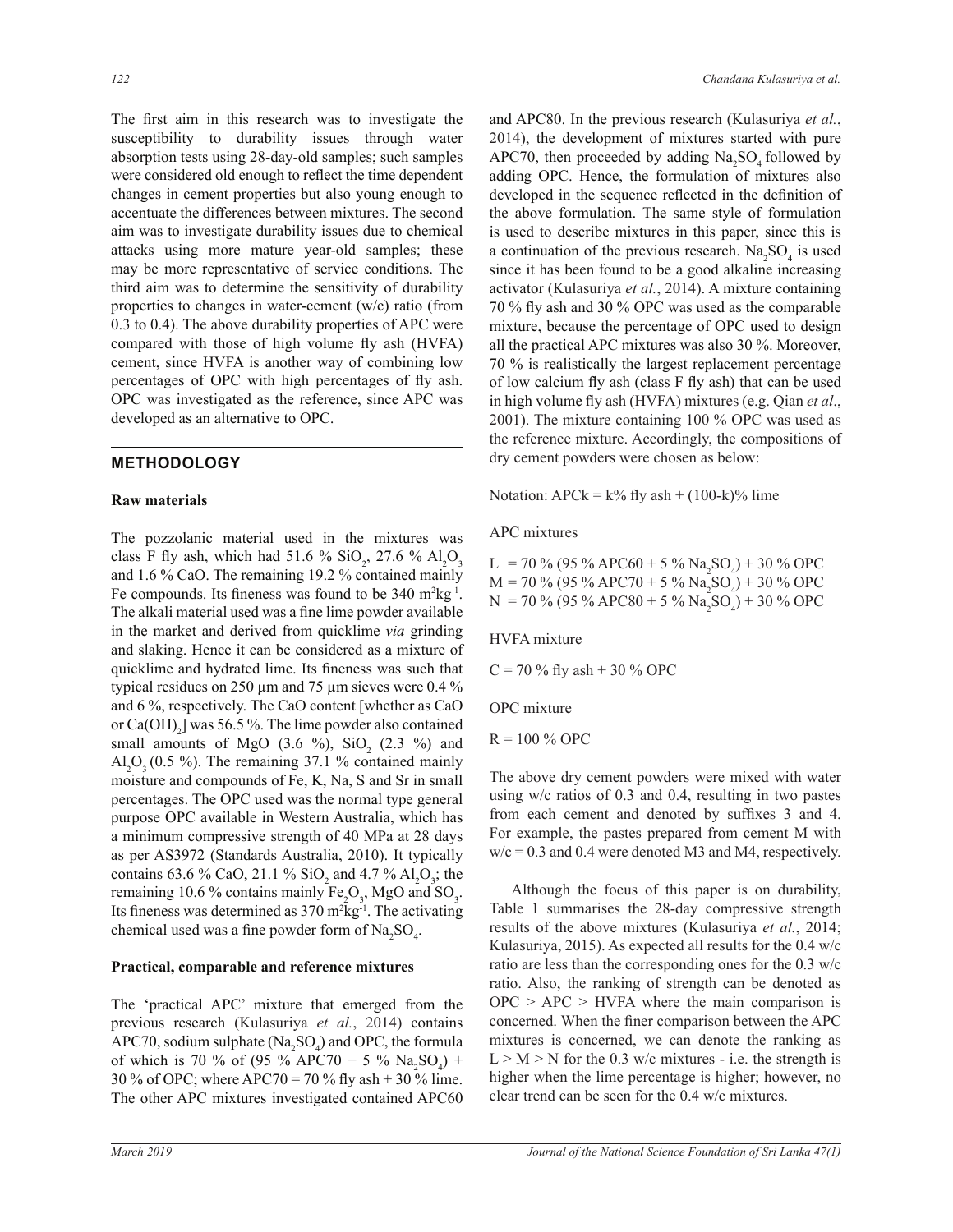The first aim in this research was to investigate the susceptibility to durability issues through water absorption tests using 28-day-old samples; such samples were considered old enough to reflect the time dependent changes in cement properties but also young enough to accentuate the differences between mixtures. The second aim was to investigate durability issues due to chemical attacks using more mature year-old samples; these may be more representative of service conditions. The third aim was to determine the sensitivity of durability properties to changes in water-cement (w/c) ratio (from 0.3 to 0.4). The above durability properties of APC were compared with those of high volume fly ash (HVFA) cement, since HVFA is another way of combining low percentages of OPC with high percentages of fly ash. OPC was investigated as the reference, since APC was developed as an alternative to OPC.

## METHODOLOGY

### Raw materials

The pozzolanic material used in the mixtures was class F fly ash, which had 51.6 % $SiO_2$, 27.6 % $Al_2O_3$ and 1.6 % CaO. The remaining 19.2 % contained mainly Fe compounds. Its fineness was found to be 340 $m^2kg^{-1}$. The alkali material used was a fine lime powder available in the market and derived from quicklime *via* grinding and slaking. Hence it can be considered as a mixture of quicklime and hydrated lime. Its fineness was such that typical residues on 250 µm and 75 µm sieves were 0.4 % and 6 %, respectively. The CaO content [whether as CaO or $Ca(OH)_2$] was 56.5 %. The lime powder also contained small amounts of MgO (3.6 %), $SiO_2$ (2.3 %) and $Al_2O_3$ (0.5 %). The remaining 37.1 % contained mainly moisture and compounds of Fe, K, Na, S and Sr in small percentages. The OPC used was the normal type general purpose OPC available in Western Australia, which has a minimum compressive strength of 40 MPa at 28 days as per AS3972 (Standards Australia, 2010). It typically contains 63.6 % CaO, 21.1 % $SiO_2$ and 4.7 % $Al_2O_3$; the remaining 10.6 % contains mainly $Fe_2O_3$, MgO and $SO_3$. Its fineness was determined as 370 $m^2kg^{-1}$. The activating chemical used was a fine powder form of $Na_2SO_4$.

### Practical, comparable and reference mixtures

The 'practical APC' mixture that emerged from the previous research (Kulasuriya *et al.*, 2014) contains APC70, sodium sulphate ($Na_2SO_4$) and OPC, the formula of which is 70 % of (95 % APC70 + 5 % $Na_2SO_4$) + 30 % of OPC; where APC70 = 70 % fly ash + 30 % lime. The other APC mixtures investigated contained APC60 and APC80. In the previous research (Kulasuriya *et al.*, 2014), the development of mixtures started with pure APC70, then proceeded by adding $Na_2SO_4$ followed by adding OPC. Hence, the formulation of mixtures also developed in the sequence reflected in the definition of the above formulation. The same style of formulation is used to describe mixtures in this paper, since this is a continuation of the previous research. $Na_2SO_4$ is used since it has been found to be a good alkaline increasing activator (Kulasuriya *et al.*, 2014). A mixture containing 70 % fly ash and 30 % OPC was used as the comparable mixture, because the percentage of OPC used to design all the practical APC mixtures was also 30 %. Moreover, 70 % is realistically the largest replacement percentage of low calcium fly ash (class F fly ash) that can be used in high volume fly ash (HVFA) mixtures (e.g. Qian *et al*., 2001). The mixture containing 100 % OPC was used as the reference mixture. Accordingly, the compositions of dry cement powders were chosen as below:

Notation: APCk = k% fly ash + (100-k)% lime

APC mixtures

L = 70 % (95 % APC60 + 5 % $Na_2SO_4$) + 30 % OPC
M = 70 % (95 % APC70 + 5 % $Na_2SO_4$) + 30 % OPC
N = 70 % (95 % APC80 + 5 % $Na_2SO_4$) + 30 % OPC

HVFA mixture

C = 70 % fly ash + 30 % OPC

OPC mixture

R = 100 % OPC

The above dry cement powders were mixed with water using w/c ratios of 0.3 and 0.4, resulting in two pastes from each cement and denoted by suffixes 3 and 4. For example, the pastes prepared from cement M with w/c = 0.3 and 0.4 were denoted M3 and M4, respectively.

Although the focus of this paper is on durability, Table 1 summarises the 28-day compressive strength results of the above mixtures (Kulasuriya *et al.*, 2014; Kulasuriya, 2015). As expected all results for the 0.4 w/c ratio are less than the corresponding ones for the 0.3 w/c ratio. Also, the ranking of strength can be denoted as OPC > APC > HVFA where the main comparison is concerned. When the finer comparison between the APC mixtures is concerned, we can denote the ranking as L > M > N for the 0.3 w/c mixtures - i.e. the strength is higher when the lime percentage is higher; however, no clear trend can be seen for the 0.4 w/c mixtures.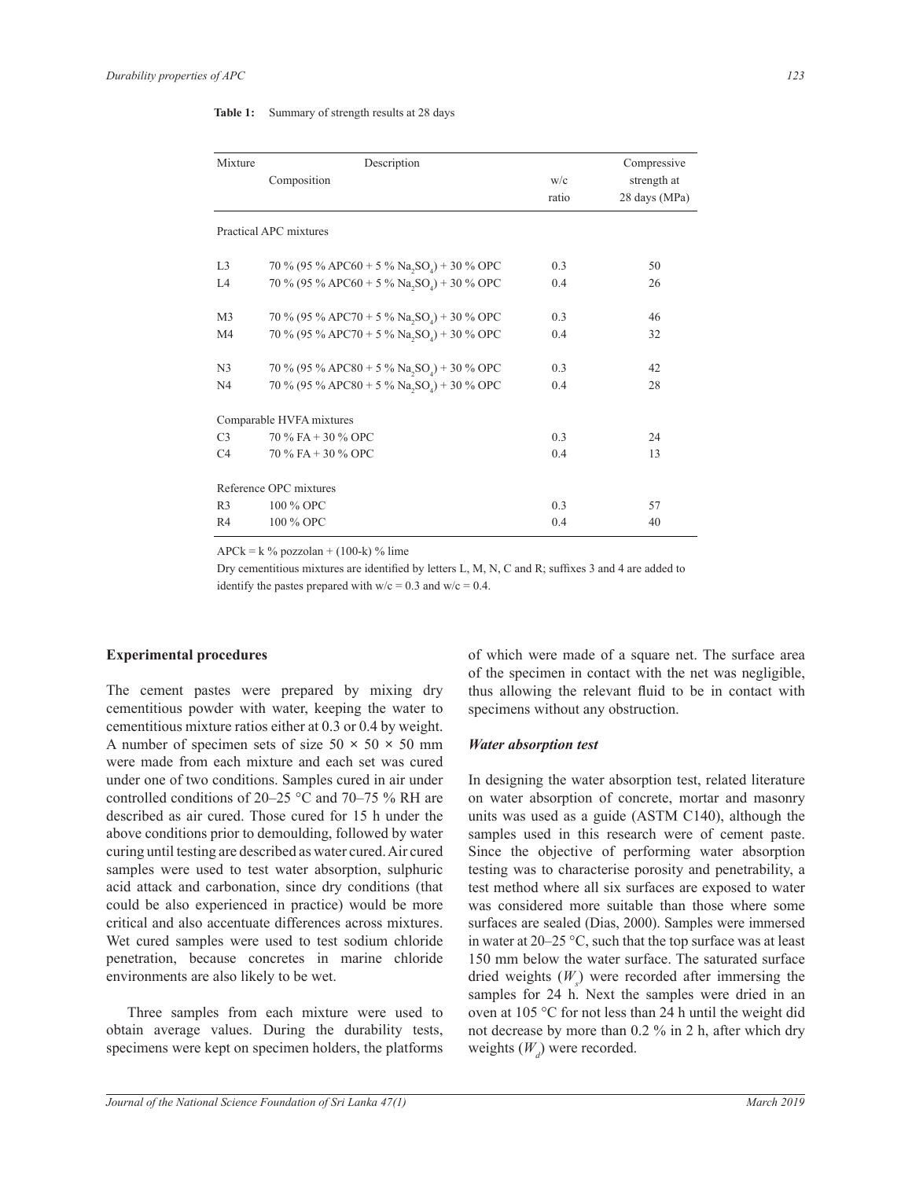**Table 1:** Summary of strength results at 28 days

| Mixture | Description | | Compressive |
|---|---|---|---|
| | Composition | w/c ratio | strength at 28 days (MPa) |
| Practical APC mixtures | | | |
| L3 | 70 % (95 % APC60 + 5 % $Na_2SO_4$) + 30 % OPC | 0.3 | 50 |
| L4 | 70 % (95 % APC60 + 5 % $Na_2SO_4$) + 30 % OPC | 0.4 | 26 |
| M3 | 70 % (95 % APC70 + 5 % $Na_2SO_4$) + 30 % OPC | 0.3 | 46 |
| M4 | 70 % (95 % APC70 + 5 % $Na_2SO_4$) + 30 % OPC | 0.4 | 32 |
| N3 | 70 % (95 % APC80 + 5 % $Na_2SO_4$) + 30 % OPC | 0.3 | 42 |
| N4 | 70 % (95 % APC80 + 5 % $Na_2SO_4$) + 30 % OPC | 0.4 | 28 |
| Comparable HVFA mixtures | | | |
| C3 | 70 % FA + 30 % OPC | 0.3 | 24 |
| C4 | 70 % FA + 30 % OPC | 0.4 | 13 |
| Reference OPC mixtures | | | |
| R3 | 100 % OPC | 0.3 | 57 |
| R4 | 100 % OPC | 0.4 | 40 |

APCk = k % pozzolan + (100-k) % lime

Dry cementitious mixtures are identified by letters L, M, N, C and R; suffixes 3 and 4 are added to identify the pastes prepared with w/c = 0.3 and w/c = 0.4.

## Experimental procedures

The cement pastes were prepared by mixing dry cementitious powder with water, keeping the water to cementitious mixture ratios either at 0.3 or 0.4 by weight. A number of specimen sets of size 50 × 50 × 50 mm were made from each mixture and each set was cured under one of two conditions. Samples cured in air under controlled conditions of 20–25 °C and 70–75 % RH are described as air cured. Those cured for 15 h under the above conditions prior to demoulding, followed by water curing until testing are described as water cured. Air cured samples were used to test water absorption, sulphuric acid attack and carbonation, since dry conditions (that could be also experienced in practice) would be more critical and also accentuate differences across mixtures. Wet cured samples were used to test sodium chloride penetration, because concretes in marine chloride environments are also likely to be wet.

Three samples from each mixture were used to obtain average values. During the durability tests, specimens were kept on specimen holders, the platforms of which were made of a square net. The surface area of the specimen in contact with the net was negligible, thus allowing the relevant fluid to be in contact with specimens without any obstruction.

### *Water absorption test*

In designing the water absorption test, related literature on water absorption of concrete, mortar and masonry units was used as a guide (ASTM C140), although the samples used in this research were of cement paste. Since the objective of performing water absorption testing was to characterise porosity and penetrability, a test method where all six surfaces are exposed to water was considered more suitable than those where some surfaces are sealed (Dias, 2000). Samples were immersed in water at 20–25 °C, such that the top surface was at least 150 mm below the water surface. The saturated surface dried weights ($W_s$) were recorded after immersing the samples for 24 h. Next the samples were dried in an oven at 105 °C for not less than 24 h until the weight did not decrease by more than 0.2 % in 2 h, after which dry weights ($W_d$) were recorded.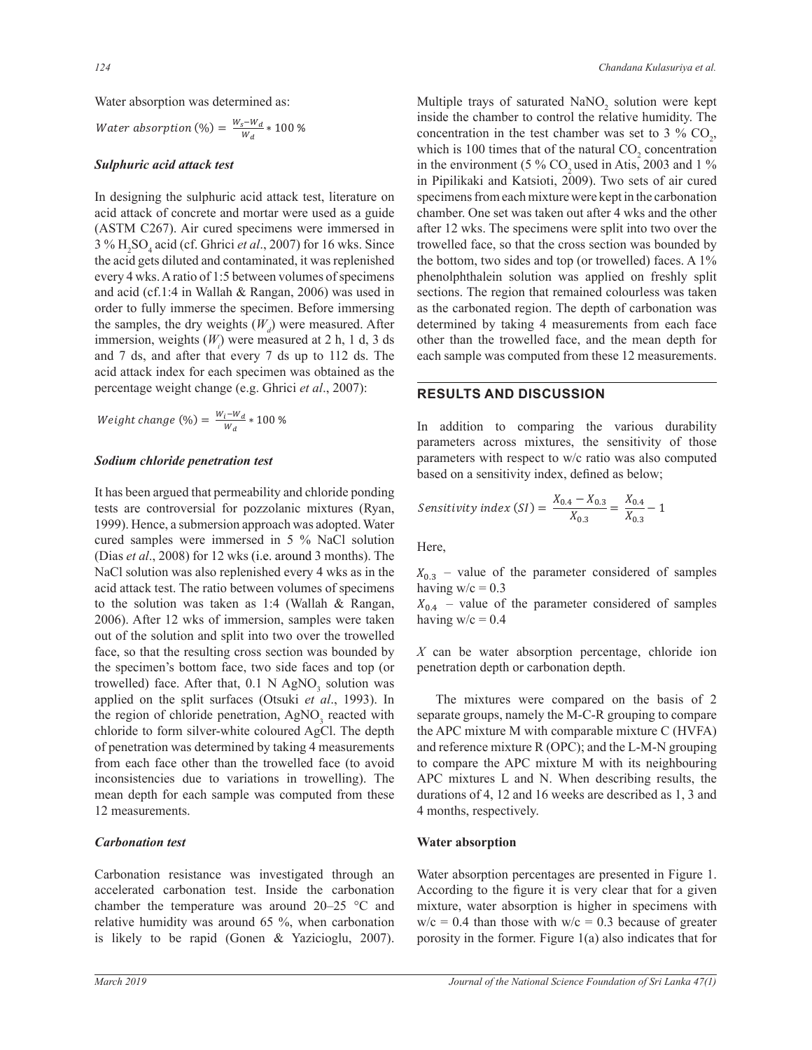Water absorption was determined as:

$$Water\ absorption\ (\%) = \frac{W_s - W_d}{W_d} * 100\ \%$$

### *Sulphuric acid attack test*

In designing the sulphuric acid attack test, literature on acid attack of concrete and mortar were used as a guide (ASTM C267). Air cured specimens were immersed in 3 % $H_2SO_4$ acid (cf. Ghrici *et al*., 2007) for 16 wks. Since the acid gets diluted and contaminated, it was replenished every 4 wks. A ratio of 1:5 between volumes of specimens and acid (cf.1:4 in Wallah & Rangan, 2006) was used in order to fully immerse the specimen. Before immersing the samples, the dry weights ($W_d$) were measured. After immersion, weights ($W_i$) were measured at 2 h, 1 d, 3 ds and 7 ds, and after that every 7 ds up to 112 ds. The acid attack index for each specimen was obtained as the percentage weight change (e.g. Ghrici *et al*., 2007):

$$Weight\ change\ (\%) = \frac{W_i - W_d}{W_d} * 100\ \%$$

### *Sodium chloride penetration test*

It has been argued that permeability and chloride ponding tests are controversial for pozzolanic mixtures (Ryan, 1999). Hence, a submersion approach was adopted. Water cured samples were immersed in 5 % NaCl solution (Dias *et al*., 2008) for 12 wks (i.e. around 3 months). The NaCl solution was also replenished every 4 wks as in the acid attack test. The ratio between volumes of specimens to the solution was taken as 1:4 (Wallah & Rangan, 2006). After 12 wks of immersion, samples were taken out of the solution and split into two over the trowelled face, so that the resulting cross section was bounded by the specimen's bottom face, two side faces and top (or trowelled) face. After that, 0.1 N $AgNO_3$ solution was applied on the split surfaces (Otsuki *et al*., 1993). In the region of chloride penetration, $AgNO_3$ reacted with chloride to form silver-white coloured AgCl. The depth of penetration was determined by taking 4 measurements from each face other than the trowelled face (to avoid inconsistencies due to variations in trowelling). The mean depth for each sample was computed from these 12 measurements.

### *Carbonation test*

Carbonation resistance was investigated through an accelerated carbonation test. Inside the carbonation chamber the temperature was around 20–25 °C and relative humidity was around 65 %, when carbonation is likely to be rapid (Gonen & Yazicioglu, 2007). Multiple trays of saturated $NaNO_2$ solution were kept inside the chamber to control the relative humidity. The concentration in the test chamber was set to 3 % $CO_2$, which is 100 times that of the natural $CO_2$ concentration in the environment (5 % $CO_2$ used in Atis, 2003 and 1 % in Pipilikaki and Katsioti, 2009). Two sets of air cured specimens from each mixture were kept in the carbonation chamber. One set was taken out after 4 wks and the other after 12 wks. The specimens were split into two over the trowelled face, so that the cross section was bounded by the bottom, two sides and top (or trowelled) faces. A 1% phenolphthalein solution was applied on freshly split sections. The region that remained colourless was taken as the carbonated region. The depth of carbonation was determined by taking 4 measurements from each face other than the trowelled face, and the mean depth for each sample was computed from these 12 measurements.

## RESULTS AND DISCUSSION

In addition to comparing the various durability parameters across mixtures, the sensitivity of those parameters with respect to w/c ratio was also computed based on a sensitivity index, defined as below;

$$Sensitivity\ index\ (SI) = \frac{X_{0.4} - X_{0.3}}{X_{0.3}} = \frac{X_{0.4}}{X_{0.3}} - 1$$

Here,

$X_{0.3}$ – value of the parameter considered of samples having w/c = 0.3

$X_{0.4}$ – value of the parameter considered of samples having w/c = 0.4

$X$ can be water absorption percentage, chloride ion penetration depth or carbonation depth.

The mixtures were compared on the basis of 2 separate groups, namely the M-C-R grouping to compare the APC mixture M with comparable mixture C (HVFA) and reference mixture R (OPC); and the L-M-N grouping to compare the APC mixture M with its neighbouring APC mixtures L and N. When describing results, the durations of 4, 12 and 16 weeks are described as 1, 3 and 4 months, respectively.

### Water absorption

Water absorption percentages are presented in Figure 1. According to the figure it is very clear that for a given mixture, water absorption is higher in specimens with w/c = 0.4 than those with w/c = 0.3 because of greater porosity in the former. Figure 1(a) also indicates that for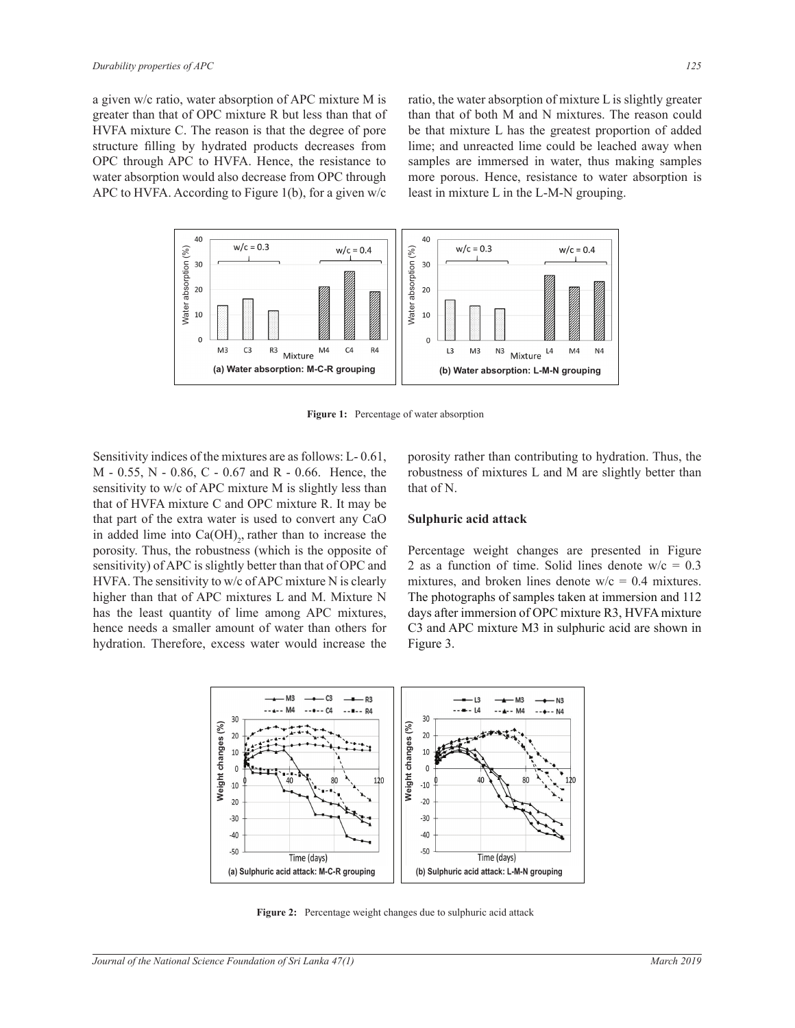a given w/c ratio, water absorption of APC mixture M is greater than that of OPC mixture R but less than that of HVFA mixture C. The reason is that the degree of pore structure filling by hydrated products decreases from OPC through APC to HVFA. Hence, the resistance to water absorption would also decrease from OPC through APC to HVFA. According to Figure 1(b), for a given w/c ratio, the water absorption of mixture L is slightly greater than that of both M and N mixtures. The reason could be that mixture L has the greatest proportion of added lime; and unreacted lime could be leached away when samples are immersed in water, thus making samples more porous. Hence, resistance to water absorption is least in mixture L in the L-M-N grouping.

**Figure 1:** Percentage of water absorption

Sensitivity indices of the mixtures are as follows: L- 0.61, M - 0.55, N - 0.86, C - 0.67 and R - 0.66. Hence, the sensitivity to w/c of APC mixture M is slightly less than that of HVFA mixture C and OPC mixture R. It may be that part of the extra water is used to convert any CaO in added lime into $Ca(OH)_2$, rather than to increase the porosity. Thus, the robustness (which is the opposite of sensitivity) of APC is slightly better than that of OPC and HVFA. The sensitivity to w/c of APC mixture N is clearly higher than that of APC mixtures L and M. Mixture N has the least quantity of lime among APC mixtures, hence needs a smaller amount of water than others for hydration. Therefore, excess water would increase the porosity rather than contributing to hydration. Thus, the robustness of mixtures L and M are slightly better than that of N.

### Sulphuric acid attack

Percentage weight changes are presented in Figure 2 as a function of time. Solid lines denote w/c = 0.3 mixtures, and broken lines denote w/c = 0.4 mixtures. The photographs of samples taken at immersion and 112 days after immersion of OPC mixture R3, HVFA mixture C3 and APC mixture M3 in sulphuric acid are shown in Figure 3.

**Figure 2:** Percentage weight changes due to sulphuric acid attack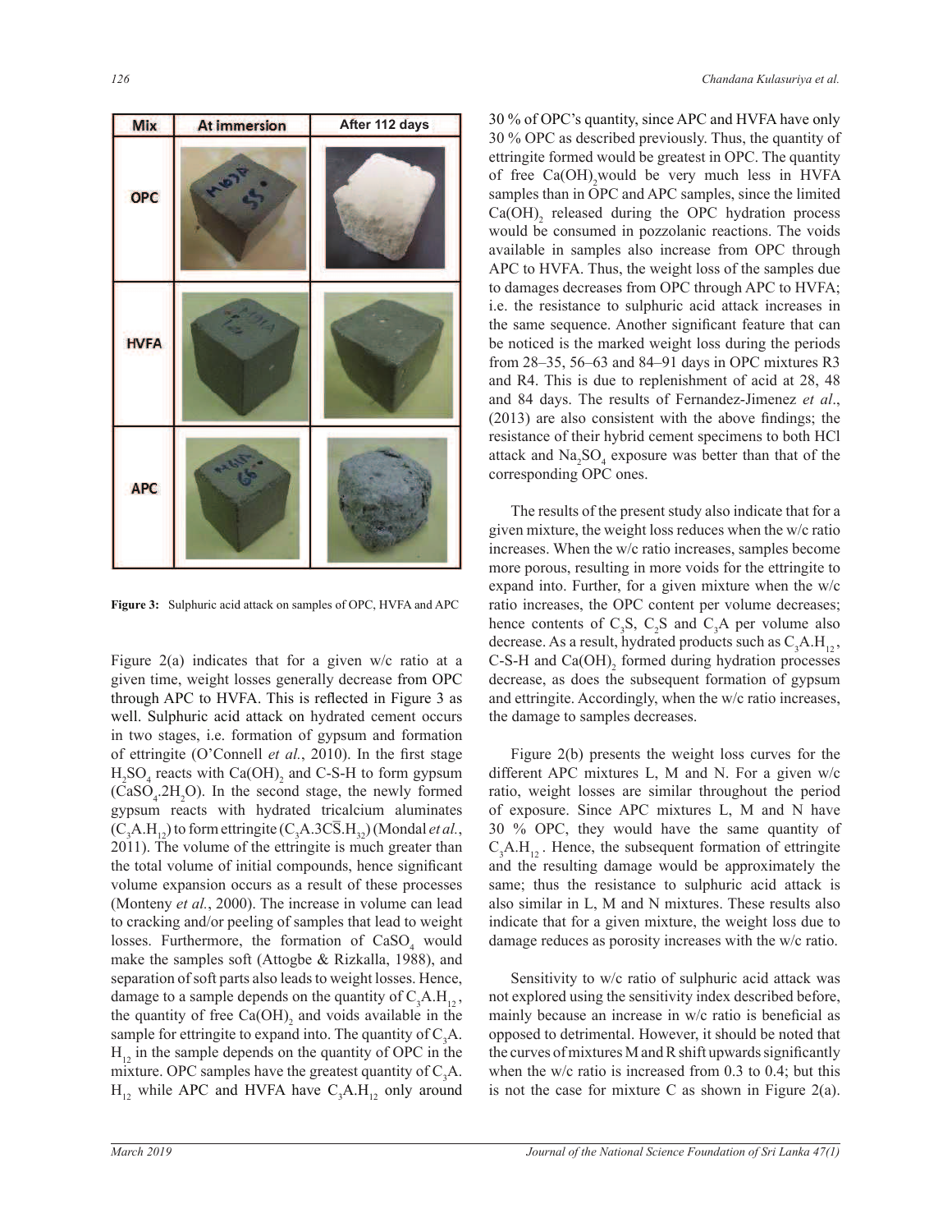| Mix | At immersion | After 112 days |
|---|---|---|
| OPC | | |
| HVFA | | |
| APC | | |

**Figure 3:** Sulphuric acid attack on samples of OPC, HVFA and APC

Figure 2(a) indicates that for a given w/c ratio at a given time, weight losses generally decrease from OPC through APC to HVFA. This is reflected in Figure 3 as well. Sulphuric acid attack on hydrated cement occurs in two stages, i.e. formation of gypsum and formation of ettringite (O'Connell *et al.*, 2010). In the first stage $H_2SO_4$ reacts with $Ca(OH)_2$ and C-S-H to form gypsum ($CaSO_4.2H_2O$). In the second stage, the newly formed gypsum reacts with hydrated tricalcium aluminates ($C_3A.H_{12}$) to form ettringite ($C_3A.3C\overline{S}.H_{32}$) (Mondal *et al.*, 2011). The volume of the ettringite is much greater than the total volume of initial compounds, hence significant volume expansion occurs as a result of these processes (Monteny *et al.*, 2000). The increase in volume can lead to cracking and/or peeling of samples that lead to weight losses. Furthermore, the formation of $CaSO_4$ would make the samples soft (Attogbe & Rizkalla, 1988), and separation of soft parts also leads to weight losses. Hence, damage to a sample depends on the quantity of $C_3A.H_{12}$, the quantity of free $Ca(OH)_2$ and voids available in the sample for ettringite to expand into. The quantity of $C_3A.H_{12}$ in the sample depends on the quantity of OPC in the mixture. OPC samples have the greatest quantity of $C_3A.H_{12}$ while APC and HVFA have $C_3A.H_{12}$ only around 30 % of OPC's quantity, since APC and HVFA have only 30 % OPC as described previously. Thus, the quantity of ettringite formed would be greatest in OPC. The quantity of free $Ca(OH)_2$ would be very much less in HVFA samples than in OPC and APC samples, since the limited $Ca(OH)_2$ released during the OPC hydration process would be consumed in pozzolanic reactions. The voids available in samples also increase from OPC through APC to HVFA. Thus, the weight loss of the samples due to damages decreases from OPC through APC to HVFA; i.e. the resistance to sulphuric acid attack increases in the same sequence. Another significant feature that can be noticed is the marked weight loss during the periods from 28–35, 56–63 and 84–91 days in OPC mixtures R3 and R4. This is due to replenishment of acid at 28, 48 and 84 days. The results of Fernandez-Jimenez *et al.*, (2013) are also consistent with the above findings; the resistance of their hybrid cement specimens to both HCl attack and $Na_2SO_4$ exposure was better than that of the corresponding OPC ones.

The results of the present study also indicate that for a given mixture, the weight loss reduces when the w/c ratio increases. When the w/c ratio increases, samples become more porous, resulting in more voids for the ettringite to expand into. Further, for a given mixture when the w/c ratio increases, the OPC content per volume decreases; hence contents of $C_3S$, $C_2S$ and $C_3A$ per volume also decrease. As a result, hydrated products such as $C_3A.H_{12}$, C-S-H and $Ca(OH)_2$ formed during hydration processes decrease, as does the subsequent formation of gypsum and ettringite. Accordingly, when the w/c ratio increases, the damage to samples decreases.

Figure 2(b) presents the weight loss curves for the different APC mixtures L, M and N. For a given w/c ratio, weight losses are similar throughout the period of exposure. Since APC mixtures L, M and N have 30 % OPC, they would have the same quantity of $C_3A.H_{12}$. Hence, the subsequent formation of ettringite and the resulting damage would be approximately the same; thus the resistance to sulphuric acid attack is also similar in L, M and N mixtures. These results also indicate that for a given mixture, the weight loss due to damage reduces as porosity increases with the w/c ratio.

Sensitivity to w/c ratio of sulphuric acid attack was not explored using the sensitivity index described before, mainly because an increase in w/c ratio is beneficial as opposed to detrimental. However, it should be noted that the curves of mixtures M and R shift upwards significantly when the w/c ratio is increased from 0.3 to 0.4; but this is not the case for mixture C as shown in Figure 2(a).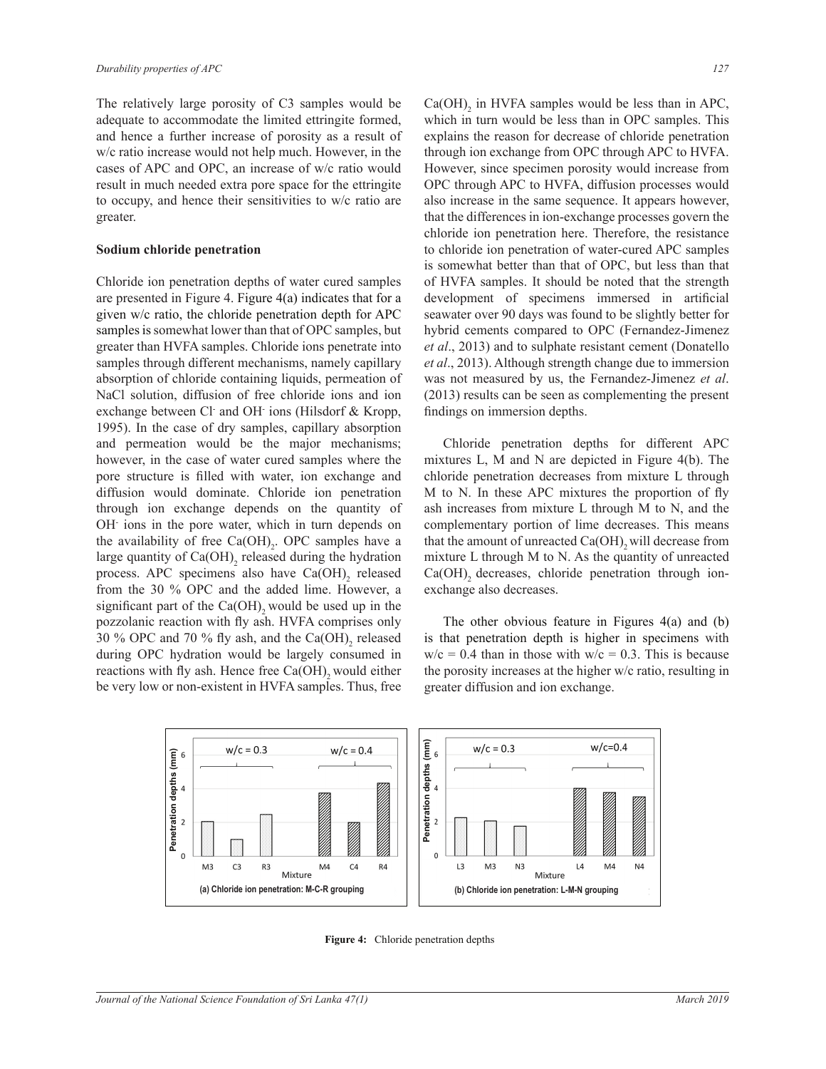The relatively large porosity of C3 samples would be adequate to accommodate the limited ettringite formed, and hence a further increase of porosity as a result of w/c ratio increase would not help much. However, in the cases of APC and OPC, an increase of w/c ratio would result in much needed extra pore space for the ettringite to occupy, and hence their sensitivities to w/c ratio are greater.

## Sodium chloride penetration

Chloride ion penetration depths of water cured samples are presented in Figure 4. Figure 4(a) indicates that for a given w/c ratio, the chloride penetration depth for APC samples is somewhat lower than that of OPC samples, but greater than HVFA samples. Chloride ions penetrate into samples through different mechanisms, namely capillary absorption of chloride containing liquids, permeation of NaCl solution, diffusion of free chloride ions and ion exchange between $Cl^-$ and $OH^-$ ions (Hilsdorf & Kropp, 1995). In the case of dry samples, capillary absorption and permeation would be the major mechanisms; however, in the case of water cured samples where the pore structure is filled with water, ion exchange and diffusion would dominate. Chloride ion penetration through ion exchange depends on the quantity of $OH^-$ ions in the pore water, which in turn depends on the availability of free $Ca(OH)_2$. OPC samples have a large quantity of $Ca(OH)_2$ released during the hydration process. APC specimens also have $Ca(OH)_2$ released from the 30 % OPC and the added lime. However, a significant part of the $Ca(OH)_2$ would be used up in the pozzolanic reaction with fly ash. HVFA comprises only 30 % OPC and 70 % fly ash, and the $Ca(OH)_2$ released during OPC hydration would be largely consumed in reactions with fly ash. Hence free $Ca(OH)_2$ would either be very low or non-existent in HVFA samples. Thus, free $Ca(OH)_2$ in HVFA samples would be less than in APC, which in turn would be less than in OPC samples. This explains the reason for decrease of chloride penetration through ion exchange from OPC through APC to HVFA. However, since specimen porosity would increase from OPC through APC to HVFA, diffusion processes would also increase in the same sequence. It appears however, that the differences in ion-exchange processes govern the chloride ion penetration here. Therefore, the resistance to chloride ion penetration of water-cured APC samples is somewhat better than that of OPC, but less than that of HVFA samples. It should be noted that the strength development of specimens immersed in artificial seawater over 90 days was found to be slightly better for hybrid cements compared to OPC (Fernandez-Jimenez *et al*., 2013) and to sulphate resistant cement (Donatello *et al*., 2013). Although strength change due to immersion was not measured by us, the Fernandez-Jimenez *et al*. (2013) results can be seen as complementing the present findings on immersion depths.

Chloride penetration depths for different APC mixtures L, M and N are depicted in Figure 4(b). The chloride penetration decreases from mixture L through M to N. In these APC mixtures the proportion of fly ash increases from mixture L through M to N, and the complementary portion of lime decreases. This means that the amount of unreacted $Ca(OH)_2$ will decrease from mixture L through M to N. As the quantity of unreacted $Ca(OH)_2$ decreases, chloride penetration through ion-exchange also decreases.

The other obvious feature in Figures 4(a) and (b) is that penetration depth is higher in specimens with w/c = 0.4 than in those with w/c = 0.3. This is because the porosity increases at the higher w/c ratio, resulting in greater diffusion and ion exchange.

(a) Chloride ion penetration: M-C-R grouping

(b) Chloride ion penetration: L-M-N grouping

**Figure 4:** Chloride penetration depths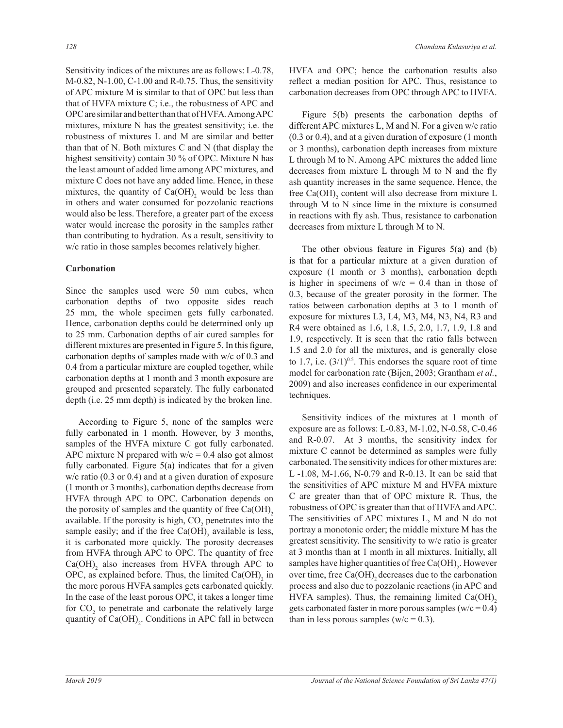Sensitivity indices of the mixtures are as follows: L-0.78, M-0.82, N-1.00, C-1.00 and R-0.75. Thus, the sensitivity of APC mixture M is similar to that of OPC but less than that of HVFA mixture C; i.e., the robustness of APC and OPC are similar and better than that of HVFA. Among APC mixtures, mixture N has the greatest sensitivity; i.e. the robustness of mixtures L and M are similar and better than that of N. Both mixtures C and N (that display the highest sensitivity) contain 30 % of OPC. Mixture N has the least amount of added lime among APC mixtures, and mixture C does not have any added lime. Hence, in these mixtures, the quantity of $Ca(OH)_2$ would be less than in others and water consumed for pozzolanic reactions would also be less. Therefore, a greater part of the excess water would increase the porosity in the samples rather than contributing to hydration. As a result, sensitivity to w/c ratio in those samples becomes relatively higher.

### Carbonation

Since the samples used were 50 mm cubes, when carbonation depths of two opposite sides reach 25 mm, the whole specimen gets fully carbonated. Hence, carbonation depths could be determined only up to 25 mm. Carbonation depths of air cured samples for different mixtures are presented in Figure 5. In this figure, carbonation depths of samples made with w/c of 0.3 and 0.4 from a particular mixture are coupled together, while carbonation depths at 1 month and 3 month exposure are grouped and presented separately. The fully carbonated depth (i.e. 25 mm depth) is indicated by the broken line.

According to Figure 5, none of the samples were fully carbonated in 1 month. However, by 3 months, samples of the HVFA mixture C got fully carbonated. APC mixture N prepared with w/c = 0.4 also got almost fully carbonated. Figure 5(a) indicates that for a given w/c ratio (0.3 or 0.4) and at a given duration of exposure (1 month or 3 months), carbonation depths decrease from HVFA through APC to OPC. Carbonation depends on the porosity of samples and the quantity of free $Ca(OH)_2$ available. If the porosity is high, $CO_2$ penetrates into the sample easily; and if the free $Ca(OH)_2$ available is less, it is carbonated more quickly. The porosity decreases from HVFA through APC to OPC. The quantity of free $Ca(OH)_2$ also increases from HVFA through APC to OPC, as explained before. Thus, the limited $Ca(OH)_2$ in the more porous HVFA samples gets carbonated quickly. In the case of the least porous OPC, it takes a longer time for $CO_2$ to penetrate and carbonate the relatively large quantity of $Ca(OH)_2$. Conditions in APC fall in between HVFA and OPC; hence the carbonation results also reflect a median position for APC. Thus, resistance to carbonation decreases from OPC through APC to HVFA.

Figure 5(b) presents the carbonation depths of different APC mixtures L, M and N. For a given w/c ratio (0.3 or 0.4), and at a given duration of exposure (1 month or 3 months), carbonation depth increases from mixture L through M to N. Among APC mixtures the added lime decreases from mixture L through M to N and the fly ash quantity increases in the same sequence. Hence, the free $Ca(OH)_2$ content will also decrease from mixture L through M to N since lime in the mixture is consumed in reactions with fly ash. Thus, resistance to carbonation decreases from mixture L through M to N.

The other obvious feature in Figures 5(a) and (b) is that for a particular mixture at a given duration of exposure (1 month or 3 months), carbonation depth is higher in specimens of w/c = 0.4 than in those of 0.3, because of the greater porosity in the former. The ratios between carbonation depths at 3 to 1 month of exposure for mixtures L3, L4, M3, M4, N3, N4, R3 and R4 were obtained as 1.6, 1.8, 1.5, 2.0, 1.7, 1.9, 1.8 and 1.9, respectively. It is seen that the ratio falls between 1.5 and 2.0 for all the mixtures, and is generally close to 1.7, i.e. $(3/1)^{0.5}$. This endorses the square root of time model for carbonation rate (Bijen, 2003; Grantham *et al.*, 2009) and also increases confidence in our experimental techniques.

Sensitivity indices of the mixtures at 1 month of exposure are as follows: L-0.83, M-1.02, N-0.58, C-0.46 and R-0.07. At 3 months, the sensitivity index for mixture C cannot be determined as samples were fully carbonated. The sensitivity indices for other mixtures are: L -1.08, M-1.66, N-0.79 and R-0.13. It can be said that the sensitivities of APC mixture M and HVFA mixture C are greater than that of OPC mixture R. Thus, the robustness of OPC is greater than that of HVFA and APC. The sensitivities of APC mixtures L, M and N do not portray a monotonic order; the middle mixture M has the greatest sensitivity. The sensitivity to w/c ratio is greater at 3 months than at 1 month in all mixtures. Initially, all samples have higher quantities of free $Ca(OH)_2$. However over time, free $Ca(OH)_2$ decreases due to the carbonation process and also due to pozzolanic reactions (in APC and HVFA samples). Thus, the remaining limited $Ca(OH)_2$ gets carbonated faster in more porous samples (w/c = 0.4) than in less porous samples (w/c = 0.3).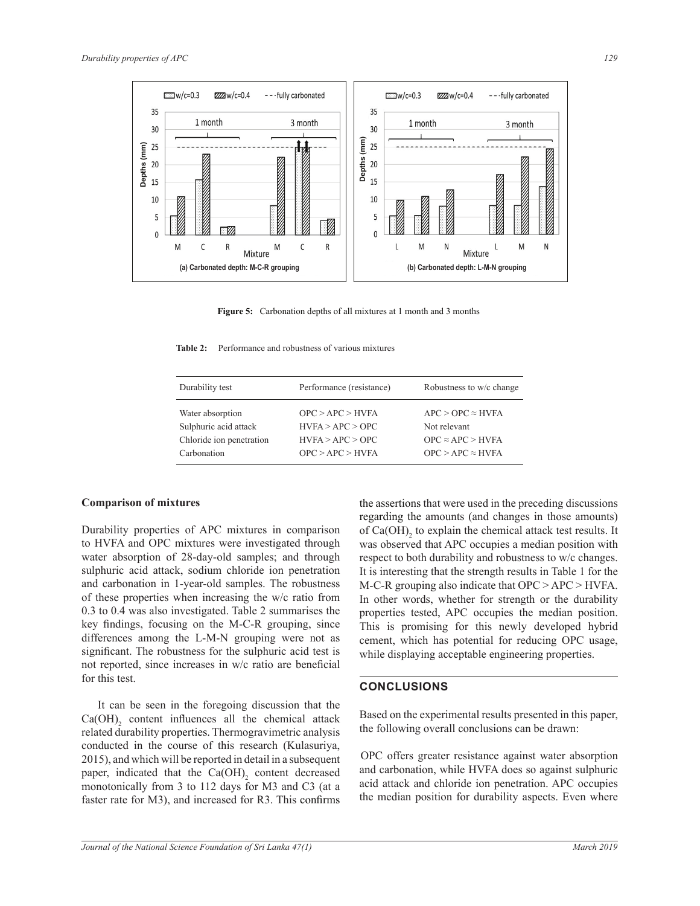**Figure 5:** Carbonation depths of all mixtures at 1 month and 3 months

**Table 2:** Performance and robustness of various mixtures

| Durability test | Performance (resistance) | Robustness to w/c change |
|---|---|---|
| Water absorption | OPC > APC > HVFA | APC > OPC ≈ HVFA |
| Sulphuric acid attack | HVFA > APC > OPC | Not relevant |
| Chloride ion penetration | HVFA > APC > OPC | OPC ≈ APC > HVFA |
| Carbonation | OPC > APC > HVFA | OPC > APC ≈ HVFA |

**Comparison of mixtures**

Durability properties of APC mixtures in comparison to HVFA and OPC mixtures were investigated through water absorption of 28-day-old samples; and through sulphuric acid attack, sodium chloride ion penetration and carbonation in 1-year-old samples. The robustness of these properties when increasing the w/c ratio from 0.3 to 0.4 was also investigated. Table 2 summarises the key findings, focusing on the M-C-R grouping, since differences among the L-M-N grouping were not as significant. The robustness for the sulphuric acid test is not reported, since increases in w/c ratio are beneficial for this test.

It can be seen in the foregoing discussion that the $Ca(OH)_2$ content influences all the chemical attack related durability properties. Thermogravimetric analysis conducted in the course of this research (Kulasuriya, 2015), and which will be reported in detail in a subsequent paper, indicated that the $Ca(OH)_2$ content decreased monotonically from 3 to 112 days for M3 and C3 (at a faster rate for M3), and increased for R3. This confirms the assertions that were used in the preceding discussions regarding the amounts (and changes in those amounts) of $Ca(OH)_2$ to explain the chemical attack test results. It was observed that APC occupies a median position with respect to both durability and robustness to w/c changes. It is interesting that the strength results in Table 1 for the M-C-R grouping also indicate that OPC > APC > HVFA. In other words, whether for strength or the durability properties tested, APC occupies the median position. This is promising for this newly developed hybrid cement, which has potential for reducing OPC usage, while displaying acceptable engineering properties.

## CONCLUSIONS

Based on the experimental results presented in this paper, the following overall conclusions can be drawn:

OPC offers greater resistance against water absorption and carbonation, while HVFA does so against sulphuric acid attack and chloride ion penetration. APC occupies the median position for durability aspects. Even where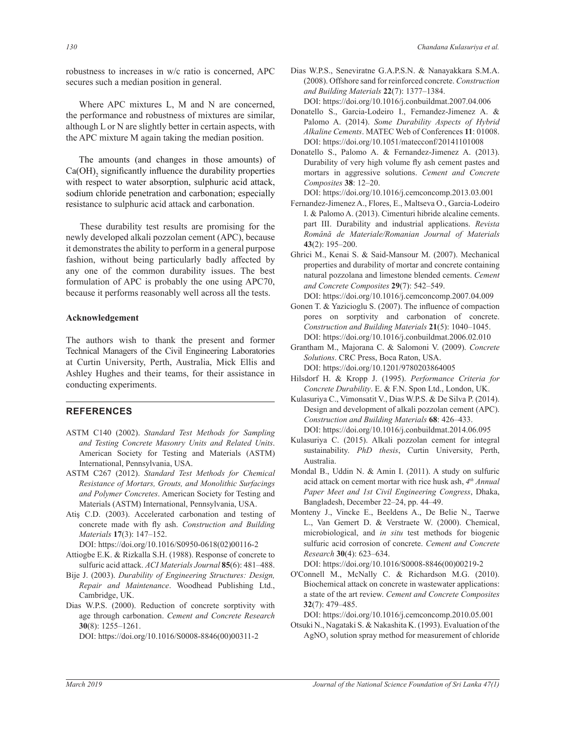robustness to increases in w/c ratio is concerned, APC secures such a median position in general.

Where APC mixtures L, M and N are concerned, the performance and robustness of mixtures are similar, although L or N are slightly better in certain aspects, with the APC mixture M again taking the median position.

The amounts (and changes in those amounts) of $Ca(OH)_2$ significantly influence the durability properties with respect to water absorption, sulphuric acid attack, sodium chloride penetration and carbonation; especially resistance to sulphuric acid attack and carbonation.

These durability test results are promising for the newly developed alkali pozzolan cement (APC), because it demonstrates the ability to perform in a general purpose fashion, without being particularly badly affected by any one of the common durability issues. The best formulation of APC is probably the one using APC70, because it performs reasonably well across all the tests.

**Acknowledgement**

The authors wish to thank the present and former Technical Managers of the Civil Engineering Laboratories at Curtin University, Perth, Australia, Mick Ellis and Ashley Hughes and their teams, for their assistance in conducting experiments.

## REFERENCES

ASTM C140 (2002). *Standard Test Methods for Sampling and Testing Concrete Masonry Units and Related Units*. American Society for Testing and Materials (ASTM) International, Pennsylvania, USA.

ASTM C267 (2012). *Standard Test Methods for Chemical Resistance of Mortars, Grouts, and Monolithic Surfacings and Polymer Concretes*. American Society for Testing and Materials (ASTM) International, Pennsylvania, USA.

Atiş C.D. (2003). Accelerated carbonation and testing of concrete made with fly ash. *Construction and Building Materials* **17**(3): 147–152.
DOI: https://doi.org/10.1016/S0950-0618(02)00116-2

Attiogbe E.K. & Rizkalla S.H. (1988). Response of concrete to sulfuric acid attack. *ACI Materials Journal* **85**(6): 481–488.

Bije J. (2003). *Durability of Engineering Structures: Design, Repair and Maintenance*. Woodhead Publishing Ltd., Cambridge, UK.

Dias W.P.S. (2000). Reduction of concrete sorptivity with age through carbonation. *Cement and Concrete Research* **30**(8): 1255–1261.
DOI: https://doi.org/10.1016/S0008-8846(00)00311-2

Dias W.P.S., Seneviratne G.A.P.S.N. & Nanayakkara S.M.A. (2008). Offshore sand for reinforced concrete. *Construction and Building Materials* **22**(7): 1377–1384.
DOI: https://doi.org/10.1016/j.conbuildmat.2007.04.006

Donatello S., Garcia-Lodeiro I., Fernandez-Jimenez A. & Palomo A. (2014). *Some Durability Aspects of Hybrid Alkaline Cements*. MATEC Web of Conferences **11**: 01008.
DOI: https://doi.org/10.1051/matecconf/20141101008

Donatello S., Palomo A. & Fernandez-Jimenez A. (2013). Durability of very high volume fly ash cement pastes and mortars in aggressive solutions. *Cement and Concrete Composites* **38**: 12–20.
DOI: https://doi.org/10.1016/j.cemconcomp.2013.03.001

Fernandez-Jimenez A., Flores, E., Maltseva O., Garcia-Lodeiro I. & Palomo A. (2013). Cimenturi hibride alcaline cements. part III. Durability and industrial applications. *Revista Română de Materiale/Romanian Journal of Materials* **43**(2): 195–200.

Ghrici M., Kenai S. & Said-Mansour M. (2007). Mechanical properties and durability of mortar and concrete containing natural pozzolana and limestone blended cements. *Cement and Concrete Composites* **29**(7): 542–549.
DOI: https://doi.org/10.1016/j.cemconcomp.2007.04.009

Gonen T. & Yazicioglu S. (2007). The influence of compaction pores on sorptivity and carbonation of concrete. *Construction and Building Materials* **21**(5): 1040–1045.
DOI: https://doi.org/10.1016/j.conbuildmat.2006.02.010

Grantham M., Majorana C. & Salomoni V. (2009). *Concrete Solutions*. CRC Press, Boca Raton, USA.
DOI: https://doi.org/10.1201/9780203864005

Hilsdorf H. & Kropp J. (1995). *Performance Criteria for Concrete Durability*. E. & F.N. Spon Ltd., London, UK.

Kulasuriya C., Vimonsatit V., Dias W.P.S. & De Silva P. (2014). Design and development of alkali pozzolan cement (APC). *Construction and Building Materials* **68**: 426–433.
DOI: https://doi.org/10.1016/j.conbuildmat.2014.06.095

Kulasuriya C. (2015). Alkali pozzolan cement for integral sustainability. *PhD thesis*, Curtin University, Perth, Australia.

Mondal B., Uddin N. & Amin I. (2011). A study on sulfuric acid attack on cement mortar with rice husk ash, *4th Annual Paper Meet and 1st Civil Engineering Congress*, Dhaka, Bangladesh, December 22–24, pp. 44–49.

Monteny J., Vincke E., Beeldens A., De Belie N., Taerwe L., Van Gemert D. & Verstraete W. (2000). Chemical, microbiological, and *in situ* test methods for biogenic sulfuric acid corrosion of concrete. *Cement and Concrete Research* **30**(4): 623–634.
DOI: https://doi.org/10.1016/S0008-8846(00)00219-2

O'Connell M., McNally C. & Richardson M.G. (2010). Biochemical attack on concrete in wastewater applications: a state of the art review. *Cement and Concrete Composites* **32**(7): 479–485.
DOI: https://doi.org/10.1016/j.cemconcomp.2010.05.001

Otsuki N., Nagataki S. & Nakashita K. (1993). Evaluation of the $AgNO_3$ solution spray method for measurement of chloride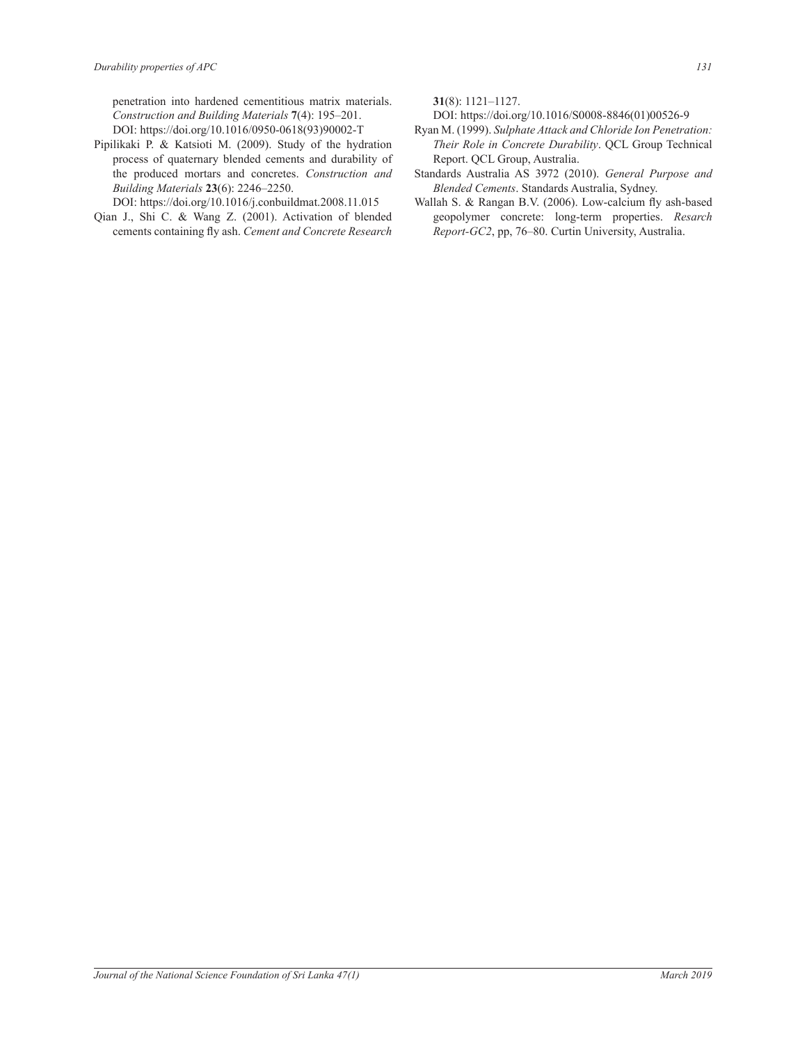penetration into hardened cementitious matrix materials. *Construction and Building Materials* **7**(4): 195–201. DOI: https://doi.org/10.1016/0950-0618(93)90002-T

Pipilikaki P. & Katsioti M. (2009). Study of the hydration process of quaternary blended cements and durability of the produced mortars and concretes. *Construction and Building Materials* **23**(6): 2246–2250. DOI: https://doi.org/10.1016/j.conbuildmat.2008.11.015

Qian J., Shi C. & Wang Z. (2001). Activation of blended cements containing fly ash. *Cement and Concrete Research* **31**(8): 1121–1127. DOI: https://doi.org/10.1016/S0008-8846(01)00526-9

Ryan M. (1999). *Sulphate Attack and Chloride Ion Penetration: Their Role in Concrete Durability*. QCL Group Technical Report. QCL Group, Australia.

Standards Australia AS 3972 (2010). *General Purpose and Blended Cements*. Standards Australia, Sydney.

Wallah S. & Rangan B.V. (2006). Low-calcium fly ash-based geopolymer concrete: long-term properties. *Resarch Report-GC2*, pp, 76–80. Curtin University, Australia.